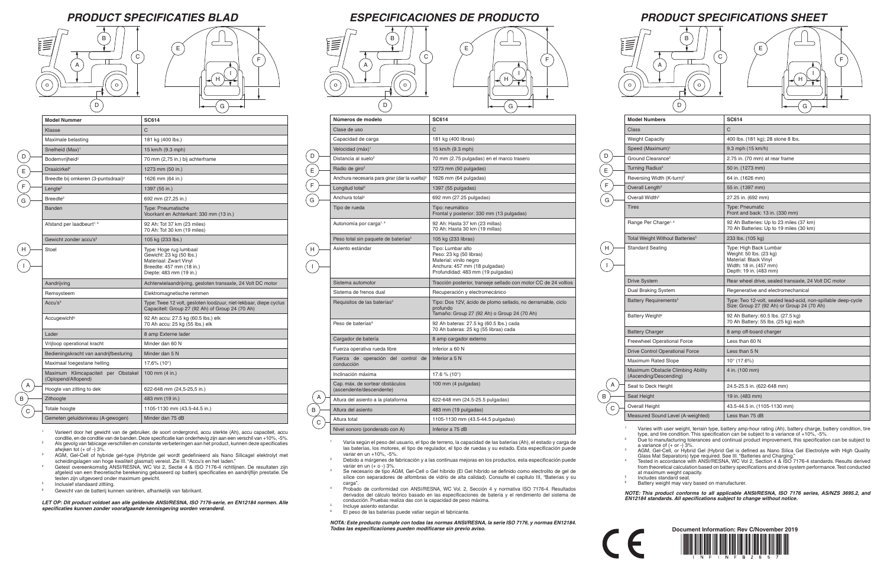# PRODUCT SPECIFICATIES BLAD

| Model Nummer | SC614 |
|---|---|
| Klasse | C |
| Maximale belasting | 181 kg (400 lbs.) |
| Snelheid (Max)[1] | 15 km/h (9.3 mph) |
| Bodemvrijheid[2] | 70 mm (2,75 in.) bij achterframe |
| Draaicirkel[2] | 1273 mm (50 in.) |
| Breedte bij omkeren (3-puntsdraai)[2] | 1626 mm (64 in.) |
| Lengte[2] | 1397 (55 in.) |
| Breedte[2] | 692 mm (27,25 in.) |
| Banden | Type: Pneumatische<br>Voorkant en Achterkant: 330 mm (13 in.) |
| Afstand per laadbeurt[1, 4] | 92 Ah: Tot 37 km (23 miles)<br>70 Ah: Tot 30 km (19 miles) |
| Gewicht zonder accu's[5] | 105 kg (233 lbs.) |
| Stoel | Type: Hoge rug lumbaal<br>Gewicht: 23 kg (50 lbs.)<br>Materiaal: Zwart Vinyl<br>Breedte: 457 mm (18 in.)<br>Diepte: 483 mm (19 in.) |
| Aandrijving | Achterwielaandrijving, gesloten transaxle, 24 Volt DC motor |
| Remsysteem | Elektromagnetische remmen |
| Accu's[3] | Type: Twee 12 volt, gesloten loodzuur, niet-lekbaar, diepe cyclus<br>Capaciteit: Group 27 (92 Ah) of Group 24 (70 Ah) |
| Accugewicht[6] | 92 Ah accu: 27.5 kg (60.5 lbs.) elk<br>70 Ah accu: 25 kg (55 lbs.) elk |
| Lader | 8 amp Externe lader |
| Vrijloop operational kracht | Minder dan 60 N |
| Bedieningskracht van aandrijfbesturing | Minder dan 5 N |
| Maximaal toegestane helling | 17,6% (10°) |
| Maximum Klimcapaciteit per Obstakel (Oplopend/Aflopend) | 100 mm (4 in.) |
| Hoogte van zitting to dek | 622-648 mm (24,5-25,5 in.) |
| Zithoogte | 483 mm (19 in.) |
| Totale hoogte | 1105-1130 mm (43.5-44.5 in.) |
| Gemeten geluidsniveau (A-gewogen) | Minder dan 75 dB |

[1] Varieert door het gewicht van de gebruiker, de soort ondergrond, accu sterkte (Ah), accu capaciteit, accu conditie, en de conditie van de banden. Deze specificatie kan onderhevig zijn aan een verschil van +10%, -5%.

[2] Als gevolg van fabicage verschillen en constante verbeteringen aan het product, kunnen deze specificaties afwijken tot (+ of -) 3%.

[3] AGM, Gel-Cell of hybride gel-type (Hybride gel wordt gedefinieerd als Nano Silicagel elektrolyt met scheidingslagen van hoge kwaliteit glasmat) vereist. Zie III. "Accu's en het laden."

[4] Getest overeenkomstig ANSI/RESNA, WC Vol 2, Sectie 4 & ISO 7176-4 richtlijnen. De resultaten zijn afgeleid van een theoretische berekening gebaseerd op batterij specificaties en aandrijflijn prestatie. De testen zijn uitgevoerd onder maximum gewicht.

[5] Inclusief standaard zitting.

[6] Gewicht van de batterij kunnen variëren, afhankelijk van fabrikant.

***LET OP: Dit product voldoet aan alle geldende ANSI/RESNA, ISO 7176-serie, en EN12184 normen. Alle specificaties kunnen zonder voorafgaande kennisgeving worden veranderd.***

# ESPECIFICACIONES DE PRODUCTO

| Números de modelo | SC614 |
|---|---|
| Clase de uso | C |
| Capacidad de carga | 181 kg (400 libras) |
| Velocidad (máx)[1] | 15 km/h (9.3 mph) |
| Distancia al suelo[2] | 70 mm (2.75 pulgadas) en el marco trasero |
| Radio de giro[2] | 1273 mm (50 pulgadas) |
| Anchura necesaria para girar (dar la vuelta)[2] | 1626 mm (64 pulgadas) |
| Longitud total[2] | 1397 (55 pulgadas) |
| Anchura total[2] | 692 mm (27.25 pulgadas) |
| Tipo de rueda | Tipo: neumático<br>Frontal y posterior: 330 mm (13 pulgadas) |
| Autonomía por carga[1, 4] | 92 Ah: Hasta 37 km (23 millas)<br>70 Ah: Hasta 30 km (19 millas) |
| Peso total sin paquete de baterías[5] | 105 kg (233 libras) |
| Asiento estándar | Tipo: Lumbar alto<br>Peso: 23 kg (50 libras)<br>Material: vinilo negro<br>Anchura: 457 mm (18 pulgadas)<br>Profundidad: 483 mm (19 pulgadas) |
| Sistema automotor | Tracción posterior, transeje sellado con motor CC de 24 voltios |
| Sistema de frenos dual | Recuperación y electromecánico |
| Requisitos de las baterías[3] | Tipo: Dos 12V, ácido de plomo sellado, no derramable, ciclo profundo<br>Tamaño: Group 27 (92 Ah) o Group 24 (70 Ah) |
| Peso de baterías[6] | 92 Ah bateras: 27.5 kg (60.5 lbs.) cada<br>70 Ah bateras: 25 kg (55 libras) cada |
| Cargador de batería | 8 amp cargador externo |
| Fuerza operativa rueda libre | Inferior a 60 N |
| Fuerza de operación del control de conducción | Inferior a 5 N |
| Inclinación máxima | 17.6 % (10°) |
| Cap. máx. de sortear obstáculos (ascendente/descendente) | 100 mm (4 pulgadas) |
| Altura del asiento a la plataforma | 622-648 mm (24.5-25.5 pulgadas) |
| Altura del asiento | 483 mm (19 pulgadas) |
| Altura total | 1105-1130 mm (43.5-44.5 pulgadas) |
| Nivel sonoro (ponderado con A) | Inferior a 75 dB |

[1] Varía según el peso del usuario, el tipo de terreno, la capacidad de las baterías (Ah), el estado y carga de las baterías, los motores, el tipo de regulador, el tipo de ruedas y su estado. Esta especificación puede variar en un +10%, -5%.

[2] Debido a márgenes de fabricación y a las continuas mejoras en los productos, esta especificación puede variar en un (+ o -) 3%.

[3] Se necesario de tipo AGM, Gel-Cell o Gel híbrido (El Gel híbrido se definido como electrolito de gel de sílice con separadores de alfombras de vidrio de alta calidad). Consulte el capítulo III, "Baterías y su carga".

[4] Probado de conformidad con ANSI/RESNA, WC Vol. 2, Sección 4 y normativa ISO 7176-4. Resultados derivados del cálculo teórico basado en las especificaciones de batería y el rendimiento del sistema de conducción. Pruebas realiza das con la capacidad de peso máxima.

[5] Incluye asiento estandar.

[6] El peso de las baterías puede vatiar según el fabricante.

***NOTA: Este producto cumple con todas las normas ANSI/RESNA, la serie ISO 7176, y normas EN12184. Todas las especificaciones pueden modificarse sin previo aviso.***

# PRODUCT SPECIFICATIONS SHEET

| Model Numbers | SC614 |
|---|---|
| Class | C |
| Weight Capacity | 400 lbs. (181 kg); 28 stone 8 lbs. |
| Speed (Maximum)[1] | 9.3 mph (15 km/h) |
| Ground Clearance[2] | 2.75 in. (70 mm) at rear frame |
| Turning Radius[2] | 50 in. (1273 mm) |
| Reversing Width (K-turn)[2] | 64 in. (1626 mm) |
| Overall Length[2] | 55 in. (1397 mm) |
| Overall Width[2] | 27.25 in. (692 mm) |
| Tires | Type: Pneumatic<br>Front and back: 13 in. (330 mm) |
| Range Per Charge[1, 4] | 92 Ah Batteries: Up to 23 miles (37 km)<br>70 Ah Batteries: Up to 19 miles (30 km) |
| Total Weight Without Batteries[5] | 233 lbs. (105 kg) |
| Standard Seating | Type: High Back Lumbar<br>Weight: 50 lbs. (23 kg)<br>Material: Black Vinyl<br>Width: 18 in. (457 mm)<br>Depth: 19 in. (483 mm) |
| Drive System | Rear wheel drive, sealed transaxle, 24 Volt DC motor |
| Dual Braking System | Regenerative and electromechanical |
| Battery Requirements[3] | Type: Two 12-volt, sealed lead-acid, non-spillable deep-cycle<br>Size: Group 27 (92 Ah) or Group 24 (70 Ah) |
| Battery Weight[6] | 92 Ah Battery: 60.5 lbs. (27.5 kg)<br>70 Ah Battery: 55 lbs. (25 kg) each |
| Battery Charger | 8 amp off-board charger |
| Freewheel Operational Force | Less than 60 N |
| Drive Control Operational Force | Less than 5 N |
| Maximum Rated Slope | 10° (17.6%) |
| Maximum Obstacle Climbing Ability (Ascending/Descending) | 4 in. (100 mm) |
| Seat to Deck Height | 24.5-25.5 in. (622-648 mm) |
| Seat Height | 19 in. (483 mm) |
| Overall Height | 43.5-44.5 in. (1105-1130 mm) |
| Measured Sound Level (A-weighted) | Less than 75 dB |

[1] Varies with user weight, terrain type, battery amp-hour rating (Ah), battery charge, battery condition, tire type, and tire condition. This specification can be subject to a variance of +10%, -5%.

[2] Due to manufacturing tolerances and continual product improvement, this specification can be subject to a variance of (+ or -) 3%.

[3] AGM, Gel-Cell, or Hybrid Gel (Hybrid Gel is defined as Nano Silica Gel Electrolyte with High Quality Glass Mat Separators) type required. See III. "Batteries and Charging."

[4] Tested in accordance with ANSI/RESNA, WC Vol 2, Section 4 & ISO 7176-4 standards. Results derived from theoretical calculation based on battery specifications and drive system performance. Test conducted at maximum weight capacity.

[5] Includes standard seat.

[6] Battery weight may vary based on manufacturer.

***NOTE: This product conforms to all applicable ANSI/RESNA, ISO 7176 series, AS/NZS 3695.2, and EN12184 standards. All specifications subject to change without notice.***

**Document Information: Rev C/November 2019**

INFINFB2657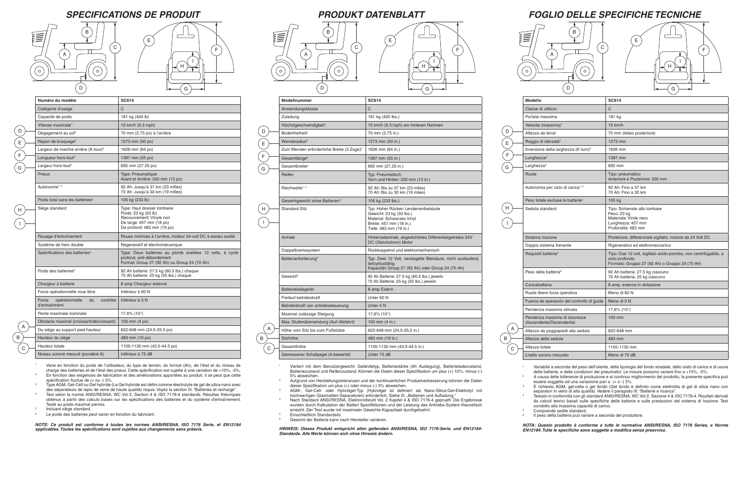## SPECIFICATIONS DE PRODUIT

B
A
C
D
E
F
H
I
G

| Numéro du modèle | SC614 |
|---|---|
| Catégorie d'usage | C |
| Capacité de poids | 181 kg (400 lb) |
| Vitesse maximale[1] | 15 km/h (9.3 mph) |
| D Dégagement au sol[2] | 70 mm (2.75 po) à l'arrière |
| E Rayon de braquage[2] | 1273 mm (50 po) |
| Largeur de marche arrière (K-tour)[2] | 1626 mm (64 po) |
| F Longueur hors-tout[2] | 1397 mm (55 po) |
| G Largeur hors-tout[2] | 692 mm (27.25 po) |
| Pneus | Type: Pneumatique<br>Avant et Arrière: 330 mm (13 po) |
| Autonomie[1, 4] | 92 Ah: Jusqu'à 37 km (23 milles)<br>70 Ah: Jusqu'à 30 km (19 milles) |
| Poids total sans les batteries[5] | 105 kg (233 lb) |
| H I Siège standard | Type: Haut dossier lombaire<br>Poids: 23 kg (50 lb)<br>Recouvrement: Vinyle noir<br>De large: 457 mm (18 po)<br>De profond: 483 mm (19 po) |
| Rouage d'entraînement | Roues motrices à l'arrière, moteur 24-volt DC à essieu scellé |
| Système de frein double | Regeneratif et électromécanique |
| Spécifications des batteries[3] | Type: Deux batteries au plomb scellées 12 volts, à cycle profond, anti-débordement<br>Format: Group 27 (92 Ah) ou Group 24 (70 Ah) |
| Poids des batteries[6] | 92 Ah batterie: 27.5 kg (60.5 lbs.) chaque<br>70 Ah batterie: 25 kg (55 lbs.) chaque |
| Chargeur à batterie | 8 amp Chargeur externe |
| Force opérationnelle roue libre | Inférieur à 60 N |
| Force opérationnelle du contrôle d'entraînement | Inférieur à 5 N |
| Pente maximale nominale | 17.6% (10°) |
| Obstacle maximal (croissant/décroissant) | 100 mm (4 po) |
| A Du siège au support pied hauteur | 622-648 mm (24.5-25.5 po) |
| B Hauteur du siège | 483 mm (19 po) |
| C Hauteur totale | 1105-1130 mm (43.5-44.5 po) |
| Niveau sonore mesuré (pondéré A) | Inférieur à 75 dB |

[1] Varie en fonction du poids de l'utilisateur, du type de terrain, du format (Ah), de l'état et du niveau de charge des batteries et de l'état des pneus. Cette spécification est sujette à une variation de +10%, -5%.
[2] En fonction des exigences de fabrication et des améliorations apportées au produit, il se peut que cette spécification fluctue de (+ ou -) 3%.
[3] Type AGM, Gel-Cell ou Gel hybride (Le Gel hybride est défini comme électrolyte de gel de silice nano avec des séparateurs de tapis de verre de haute qualité) requis. Voyez la section III. "Batteries et recharge".
[4] Test selon la norme ANSI/RESNA, WC Vol 2, Section 4 & ISO 7176-4 standards. Résultats théoriques obtenus à partir des calculs bases sur les spécifications des batteries et du système d'entraînement. Testé au poids maximal permis.
[5] Incluant siège standard.
[6] Le poids des batteries peut varier en fonction du fabricant.

***NOTE: Ce produit est conforme à toutes les normes ANSI/RESNA, ISO 7176 Serie, et EN12184 applicables. Toutes les spécifications sont sujettes aux changements sans préavis.***

## PRODUKT DATENBLATT

B
A
C
D
E
F
H
I
G

| Modellnummer | SC614 |
|---|---|
| Anwendungsklasse | C |
| Zuladung | 181 kg (400 lbs.) |
| Höchstgeschwindigkeit[1] | 15 km/h (9.3 mph) am hinteren Rahmen |
| D Bodenfreiheit[2] | 70 mm (2,75 in.) |
| E Wenderadius[2] | 1273 mm (50 in.) |
| Zum Wenden erforderliche Breite (3 Züge)[2] | 1626 mm (64 in.) |
| F Gesamtlänge[2] | 1397 mm (55 in.) |
| G Gesamtbreite[2] | 692 mm (27,25 in.) |
| Reifen | Typ: Pneumatisch<br>Vorn und Hinten: 330 mm (13 in.) |
| Reichweite[1, 4] | 92 Ah: Bis zu 37 km (23 miles)<br>70 Ah: Bis zu 30 km (19 miles) |
| Gesamtgewicht ohne Batterien[5] | 105 kg (233 lbs.) |
| H I Standard Sitz | Typ: Hoher Rücken Lendenwirbelsäule<br>Gewicht: 23 kg (50 lbs.)<br>Material: Schwarzes Vinyl<br>Breite: 457 mm (18 in.)<br>Tiefe: 483 mm (19 in.) |
| Antrieb | Hinterradantrieb, abgedichtetes Differentialgetriebe 24V DC (Gleichstrom) Motor |
| Doppelbremssystem | Rückkoppelnd und elektromechanisch |
| Batterianforderung[3] | Typ: Zwei 12 Volt, versiegelte Bleisäure, nicht auslaufend, tiefzyklusfähig<br>Kapazität: Group 27 (92 Ah) oder Group 24 (70 Ah) |
| Gewicht[6] | 92 Ah Batterie: 27.5 kg (60.5 lbs.) jeweils<br>70 Ah Batterie: 25 kg (55 lbs.) jeweils |
| Batterieladegerät | 8 amp Extern |
| Freilauf betriebskraft | Unter 60 N |
| Betriebskraft van antriebssteuerung | Unter 5 N |
| Maximal zulässige Steigung | 17,6% (10°) |
| Max. Stufenüberwindung (Auf-/Abfahrt) | 100 mm (4 in.) |
| A Höhe vom Sitz bis zum Fußstütze | 622-648 mm (24,5-25,5 in.) |
| B Sitzhöhe | 483 mm (19 in.) |
| C Gesamthöhe | 1105-1130 mm (43.5-44.5 in.) |
| Gemessener Schallpegel (A-bewertet) | Unter 75 dB |

[1] Variiert mit dem Benutzergewicht, Geländetyp, Batteriestärke (Ah Auslegung), Batterieladezustand, Batteriezustand und Reifenzustand. Können die Daten dieser Spezifikation um plus (+) 10%, minus (-) 5% abweichen.
[2] Aufgrund von Herstellungstoleranzen und der kontinuierlichen Produktverbesserung können die Daten dieser Spezifikation um plus (+) oder minus (-) 3% abweichen.
[3] AGM-, Gel-Cell- oder Hybridgel-Typ (Hybridgel ist definiert als Nano-Silica-Gel-Elektrolyt mit hochwertigen Glasmatten-Separatoren) erforderlich. Siehe III. „Batterien und Aufladung."
[4] Nach Standard ANSI/RESNA, Elektrorollstuhl Vol. 2 Kapitel 4 & ISO 7176-4 geprueft. Die Ergebnisse wurden durch Kalkulation der Batteri Spezifiktionen und der Leistung des Antriebs-System theoretisch erreicht. Der Test wurde mit maximaler Gewichts-Kapazitaet durchgefuehrt.
[5] Einschließlich Standardsitz.
[6] Gewicht der Batterie kann nach Hersteller variieren.

***HINWEIS: Dieses Produkt entspricht allen geltenden ANSI/RESNA, ISO 7176-Serie, und EN12184-Standards. Alle Werte können sich ohne Hinweis ändern.***

## FOGLIO DELLE SPECIFICHE TECNICHE

B
A
C
D
E
F
H
I
G

| Modello | SC614 |
|---|---|
| Classe di utilizzo | C |
| Portata massima | 181 kg |
| Velocita (massima)[1] | 15 km/h |
| D Altezza da terra[2] | 70 mm (telaio posteriore) |
| E Raggio di sterzata[2] | 1273 mm |
| Inversione della larghezza (K turn)[2] | 1626 mm |
| F Lunghezza[2] | 1397 mm |
| G Larghezza[2] | 692 mm |
| Ruote | Tipo: pneumatico<br>Anteriore e Posteriore: 330 mm |
| Autonomia per ciclo di carica[1, 4] | 92 Ah: Fino a 37 km<br>70 Ah: Fino a 30 km |
| Peso totale escluse le batterie[5] | 105 kg |
| H I Seduta standard | Tipo: Schienale alto lombare<br>Peso: 23 kg<br>Materiale: Vinile nero<br>Lunghezza: 457 mm<br>Profondità: 483 mm |
| Sistema trazione | Posteriore, differenziale sigillato, motore da 24 Volt DC |
| Doppio sistema frenante | Rigenerativo ed elettromeccanico |
| Requisiti batteria[3] | Tipo: Due 12 volt, sigillato acido-piombo, non centrifugabile, a ciclo profondo<br>Formato: Gruppo 27 (92 Ah) o Gruppo 24 (70 Ah) |
| Peso della batteria[6] | 92 Ah batteria: 27.5 kg ciascuno<br>70 Ah batteria: 25 kg ciascuno |
| Caricabatteria | 8 amp, esterno in dotazione |
| Ruota libera forza operativa | Meno di 60 N |
| Fuerza de operación del controllo di guida | Meno di 5 N |
| Pendenza massima stimata | 17.6% (10°) |
| Pendenza massima di sicurezza (Ascendente/Discendente) | 100 mm |
| A Altezza da poggiapiedi alla seduta | 622-648 mm |
| B Altezza della seduta | 483 mm |
| C Altezza totale | 1105-1130 mm |
| Livello sonoro misurato | Meno di 75 dB |

[1] Variabile a seconda del peso dell'utente, della tipologia del fondo stradale, dello stato di carica e di usura delle batterie, e delle condizioni dei pneumatici. Le misure possono variare fino a +10%, -5%.
[2] A causa delle tolleranze di produzione e al continuo miglioramento del prodotto, la presente specifica può essere soggetta ad una variazione pari a (+ o -) 3%.
[3] È richiesto AGM, gel-cella o gel ibrido (Gel ibrido è definito come elettrolita di gel di silice nano con separatori in vetro di alta qualità). Vedere il paragrafo III. "Batterie e ricarica".
[4] Testato in conformità con gli standard ANSI/RESNA, WC Vol 2, Sezione 4 & ISO 7176-4. Risultati derivati da calcoli teorici basati sulle specifiche delle batterie e sulle prestazioni del sistema di trazione. Test condotto alla massima capacità di carico.
[5] Comprende sedile standard.
[6] Il peso della batteria può variare a seconda del produttore.

***NOTA: Questo prodotto è conforme a tutte le normative ANSI/RESNA, ISO 7176 Series, e Norme EN12184. Tutte le specifiche sono soggette a modifica senza preavviso.***